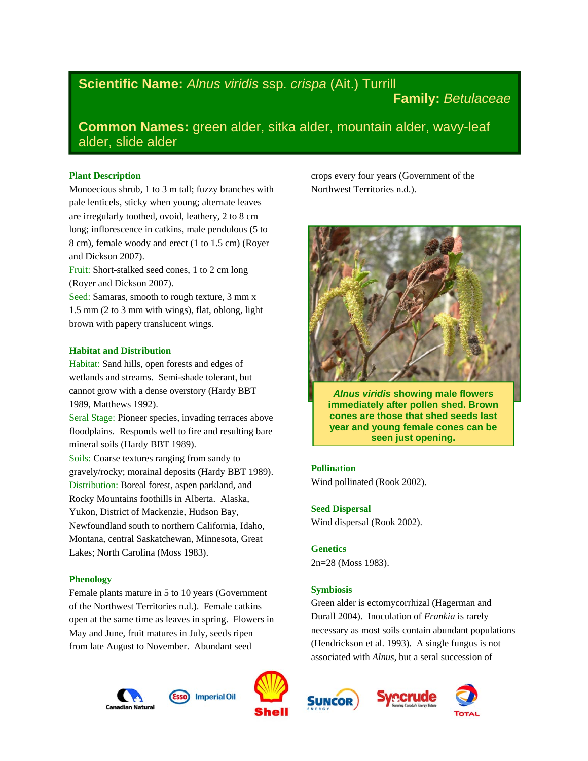**Scientific Name:** *Alnus viridis* ssp. *crispa* (Ait.) Turrill
**Family:** *Betulaceae*

**Common Names:** green alder, sitka alder, mountain alder, wavy-leaf alder, slide alder

### Plant Description

Monoecious shrub, 1 to 3 m tall; fuzzy branches with pale lenticels, sticky when young; alternate leaves are irregularly toothed, ovoid, leathery, 2 to 8 cm long; inflorescence in catkins, male pendulous (5 to 8 cm), female woody and erect (1 to 1.5 cm) (Royer and Dickson 2007).

Fruit: Short-stalked seed cones, 1 to 2 cm long (Royer and Dickson 2007).

Seed: Samaras, smooth to rough texture, 3 mm x 1.5 mm (2 to 3 mm with wings), flat, oblong, light brown with papery translucent wings.

### Habitat and Distribution

Habitat: Sand hills, open forests and edges of wetlands and streams. Semi-shade tolerant, but cannot grow with a dense overstory (Hardy BBT 1989, Matthews 1992).

Seral Stage: Pioneer species, invading terraces above floodplains. Responds well to fire and resulting bare mineral soils (Hardy BBT 1989).

Soils: Coarse textures ranging from sandy to gravely/rocky; morainal deposits (Hardy BBT 1989).

Distribution: Boreal forest, aspen parkland, and Rocky Mountains foothills in Alberta. Alaska, Yukon, District of Mackenzie, Hudson Bay, Newfoundland south to northern California, Idaho, Montana, central Saskatchewan, Minnesota, Great Lakes; North Carolina (Moss 1983).

### Phenology

Female plants mature in 5 to 10 years (Government of the Northwest Territories n.d.). Female catkins open at the same time as leaves in spring. Flowers in May and June, fruit matures in July, seeds ripen from late August to November. Abundant seed crops every four years (Government of the Northwest Territories n.d.).

***Alnus viridis*** **showing male flowers immediately after pollen shed. Brown cones are those that shed seeds last year and young female cones can be seen just opening.**

### Pollination

Wind pollinated (Rook 2002).

### Seed Dispersal

Wind dispersal (Rook 2002).

### Genetics

2n=28 (Moss 1983).

### Symbiosis

Green alder is ectomycorrhizal (Hagerman and Durall 2004). Inoculation of *Frankia* is rarely necessary as most soils contain abundant populations (Hendrickson et al. 1993). A single fungus is not associated with *Alnus*, but a seral succession of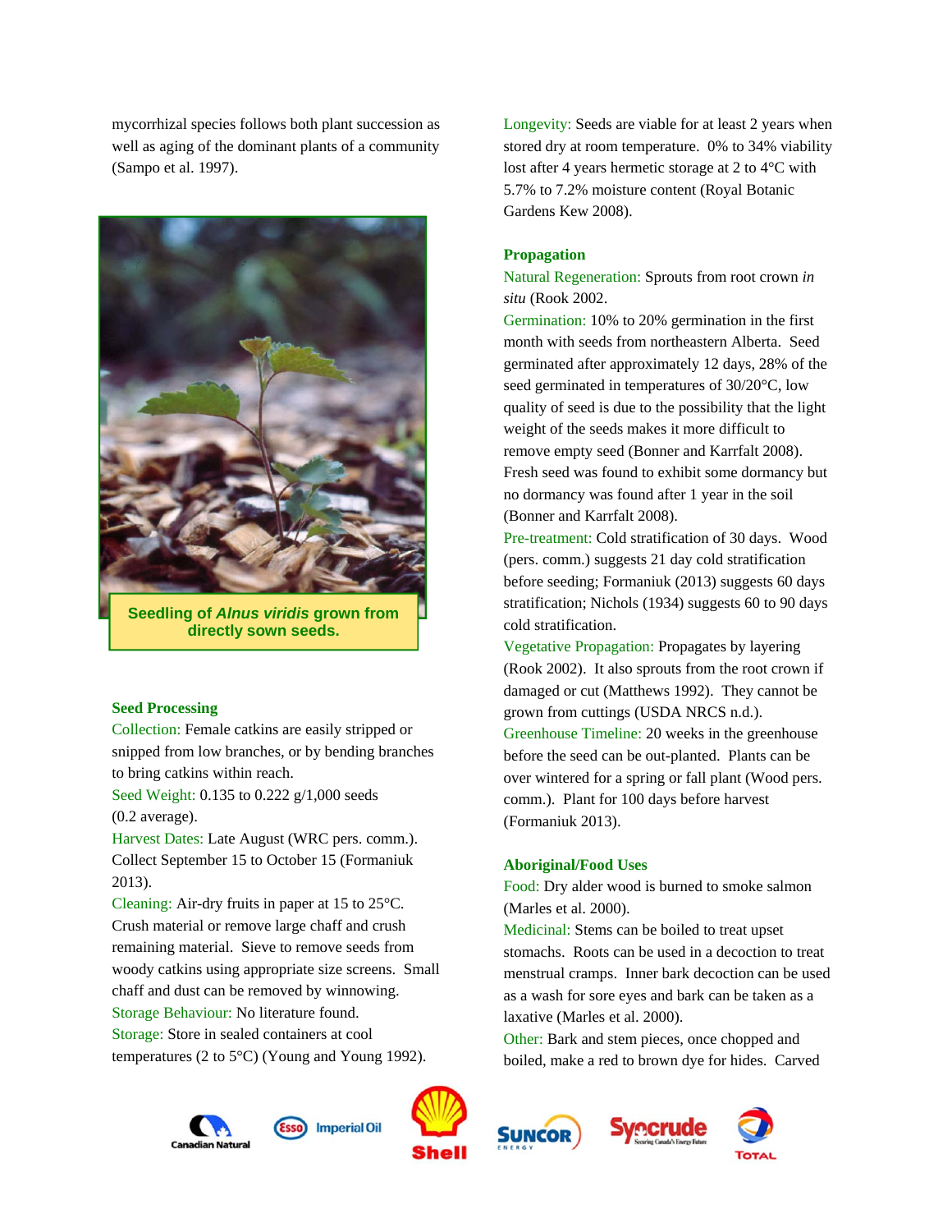mycorrhizal species follows both plant succession as well as aging of the dominant plants of a community (Sampo et al. 1997).

Seedling of *Alnus viridis* grown from directly sown seeds.

### Seed Processing

Collection: Female catkins are easily stripped or snipped from low branches, or by bending branches to bring catkins within reach.

Seed Weight: 0.135 to 0.222 g/1,000 seeds (0.2 average).

Harvest Dates: Late August (WRC pers. comm.). Collect September 15 to October 15 (Formaniuk 2013).

Cleaning: Air-dry fruits in paper at 15 to 25°C. Crush material or remove large chaff and crush remaining material. Sieve to remove seeds from woody catkins using appropriate size screens. Small chaff and dust can be removed by winnowing.

Storage Behaviour: No literature found.

Storage: Store in sealed containers at cool temperatures (2 to 5°C) (Young and Young 1992).

Longevity: Seeds are viable for at least 2 years when stored dry at room temperature. 0% to 34% viability lost after 4 years hermetic storage at 2 to 4°C with 5.7% to 7.2% moisture content (Royal Botanic Gardens Kew 2008).

### Propagation

Natural Regeneration: Sprouts from root crown *in situ* (Rook 2002.

Germination: 10% to 20% germination in the first month with seeds from northeastern Alberta. Seed germinated after approximately 12 days, 28% of the seed germinated in temperatures of 30/20°C, low quality of seed is due to the possibility that the light weight of the seeds makes it more difficult to remove empty seed (Bonner and Karrfalt 2008). Fresh seed was found to exhibit some dormancy but no dormancy was found after 1 year in the soil (Bonner and Karrfalt 2008).

Pre-treatment: Cold stratification of 30 days. Wood (pers. comm.) suggests 21 day cold stratification before seeding; Formaniuk (2013) suggests 60 days stratification; Nichols (1934) suggests 60 to 90 days cold stratification.

Vegetative Propagation: Propagates by layering (Rook 2002). It also sprouts from the root crown if damaged or cut (Matthews 1992). They cannot be grown from cuttings (USDA NRCS n.d.).

Greenhouse Timeline: 20 weeks in the greenhouse before the seed can be out-planted. Plants can be over wintered for a spring or fall plant (Wood pers. comm.). Plant for 100 days before harvest (Formaniuk 2013).

### Aboriginal/Food Uses

Food: Dry alder wood is burned to smoke salmon (Marles et al. 2000).

Medicinal: Stems can be boiled to treat upset stomachs. Roots can be used in a decoction to treat menstrual cramps. Inner bark decoction can be used as a wash for sore eyes and bark can be taken as a laxative (Marles et al. 2000).

Other: Bark and stem pieces, once chopped and boiled, make a red to brown dye for hides. Carved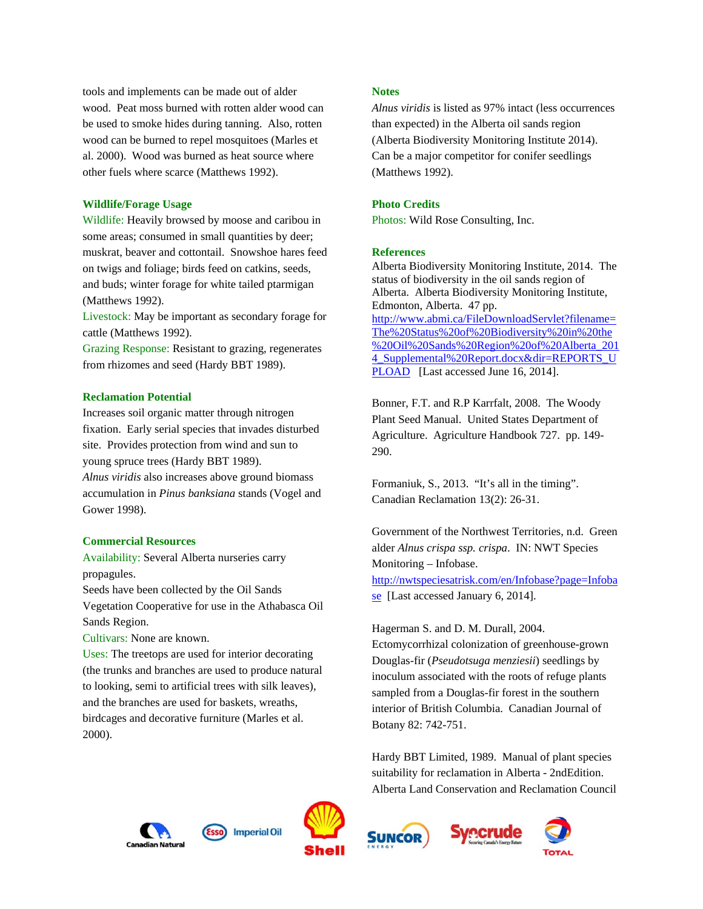tools and implements can be made out of alder wood. Peat moss burned with rotten alder wood can be used to smoke hides during tanning. Also, rotten wood can be burned to repel mosquitoes (Marles et al. 2000). Wood was burned as heat source where other fuels where scarce (Matthews 1992).

### Wildlife/Forage Usage

Wildlife: Heavily browsed by moose and caribou in some areas; consumed in small quantities by deer; muskrat, beaver and cottontail. Snowshoe hares feed on twigs and foliage; birds feed on catkins, seeds, and buds; winter forage for white tailed ptarmigan (Matthews 1992).

Livestock: May be important as secondary forage for cattle (Matthews 1992).

Grazing Response: Resistant to grazing, regenerates from rhizomes and seed (Hardy BBT 1989).

### Reclamation Potential

Increases soil organic matter through nitrogen fixation. Early serial species that invades disturbed site. Provides protection from wind and sun to young spruce trees (Hardy BBT 1989).

*Alnus viridis* also increases above ground biomass accumulation in *Pinus banksiana* stands (Vogel and Gower 1998).

### Commercial Resources

Availability: Several Alberta nurseries carry propagules.

Seeds have been collected by the Oil Sands Vegetation Cooperative for use in the Athabasca Oil Sands Region.

Cultivars: None are known.

Uses: The treetops are used for interior decorating (the trunks and branches are used to produce natural to looking, semi to artificial trees with silk leaves), and the branches are used for baskets, wreaths, birdcages and decorative furniture (Marles et al. 2000).

### Notes

*Alnus viridis* is listed as 97% intact (less occurrences than expected) in the Alberta oil sands region (Alberta Biodiversity Monitoring Institute 2014).

Can be a major competitor for conifer seedlings (Matthews 1992).

### Photo Credits

Photos: Wild Rose Consulting, Inc.

### References

Alberta Biodiversity Monitoring Institute, 2014. The status of biodiversity in the oil sands region of Alberta. Alberta Biodiversity Monitoring Institute, Edmonton, Alberta. 47 pp. http://www.abmi.ca/FileDownloadServlet?filename=The%20Status%20of%20Biodiversity%20in%20the%20Oil%20Sands%20Region%20of%20Alberta_2014_Supplemental%20Report.docx&dir=REPORTS_UPLOAD [Last accessed June 16, 2014].

Bonner, F.T. and R.P Karrfalt, 2008. The Woody Plant Seed Manual. United States Department of Agriculture. Agriculture Handbook 727. pp. 149-290.

Formaniuk, S., 2013. "It's all in the timing". Canadian Reclamation 13(2): 26-31.

Government of the Northwest Territories, n.d. Green alder *Alnus crispa ssp. crispa*. IN: NWT Species Monitoring – Infobase. http://nwtspeciesatrisk.com/en/Infobase?page=Infobase [Last accessed January 6, 2014].

Hagerman S. and D. M. Durall, 2004. Ectomycorrhizal colonization of greenhouse-grown Douglas-fir (*Pseudotsuga menziesii*) seedlings by inoculum associated with the roots of refuge plants sampled from a Douglas-fir forest in the southern interior of British Columbia. Canadian Journal of Botany 82: 742-751.

Hardy BBT Limited, 1989. Manual of plant species suitability for reclamation in Alberta - 2ndEdition. Alberta Land Conservation and Reclamation Council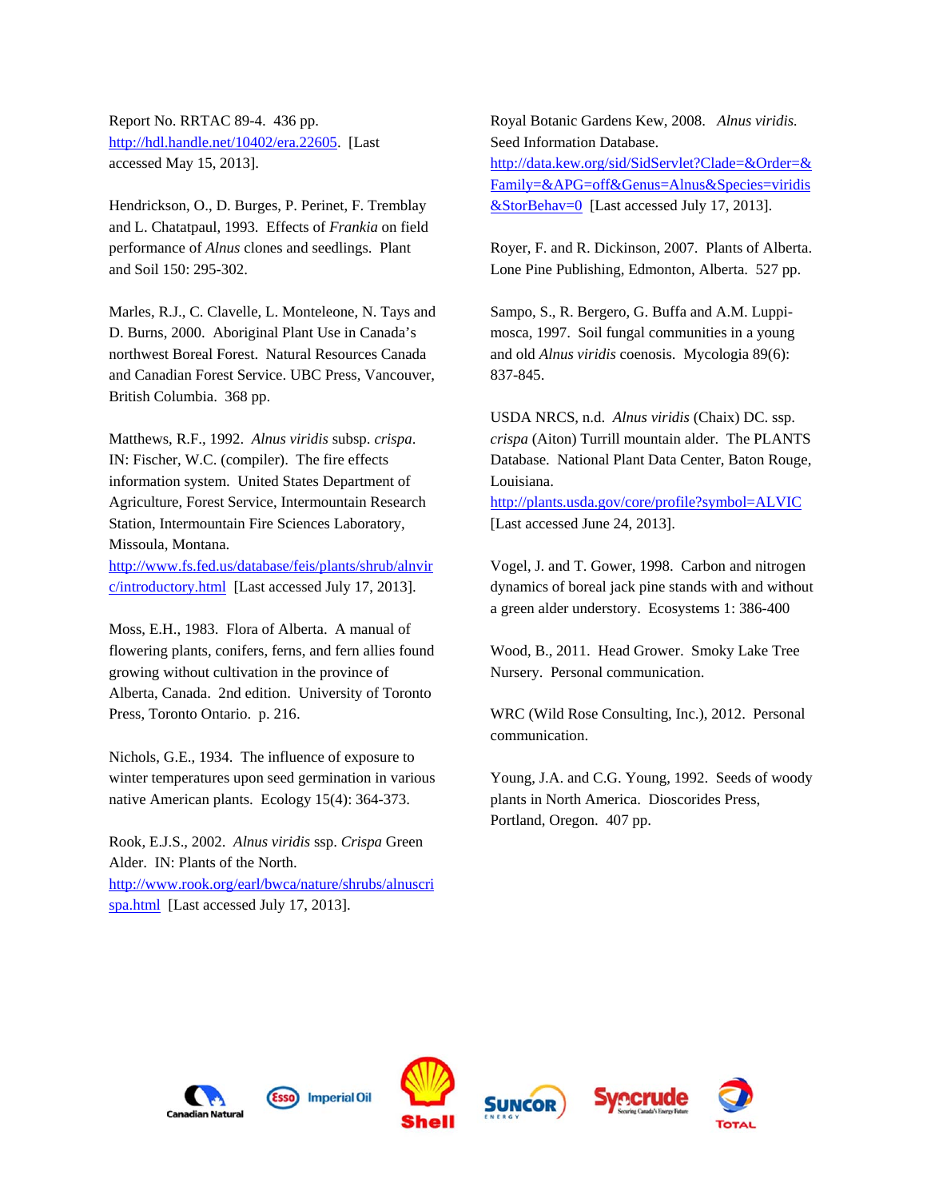Report No. RRTAC 89-4. 436 pp. http://hdl.handle.net/10402/era.22605. [Last accessed May 15, 2013].

Hendrickson, O., D. Burges, P. Perinet, F. Tremblay and L. Chatatpaul, 1993. Effects of *Frankia* on field performance of *Alnus* clones and seedlings. Plant and Soil 150: 295-302.

Marles, R.J., C. Clavelle, L. Monteleone, N. Tays and D. Burns, 2000. Aboriginal Plant Use in Canada's northwest Boreal Forest. Natural Resources Canada and Canadian Forest Service. UBC Press, Vancouver, British Columbia. 368 pp.

Matthews, R.F., 1992. *Alnus viridis* subsp. *crispa*. IN: Fischer, W.C. (compiler). The fire effects information system. United States Department of Agriculture, Forest Service, Intermountain Research Station, Intermountain Fire Sciences Laboratory, Missoula, Montana. http://www.fs.fed.us/database/feis/plants/shrub/alnvirc/introductory.html [Last accessed July 17, 2013].

Moss, E.H., 1983. Flora of Alberta. A manual of flowering plants, conifers, ferns, and fern allies found growing without cultivation in the province of Alberta, Canada. 2nd edition. University of Toronto Press, Toronto Ontario. p. 216.

Nichols, G.E., 1934. The influence of exposure to winter temperatures upon seed germination in various native American plants. Ecology 15(4): 364-373.

Rook, E.J.S., 2002. *Alnus viridis* ssp. *Crispa* Green Alder. IN: Plants of the North. http://www.rook.org/earl/bwca/nature/shrubs/alnuscrispa.html [Last accessed July 17, 2013].

Royal Botanic Gardens Kew, 2008. *Alnus viridis.* Seed Information Database. http://data.kew.org/sid/SidServlet?Clade=&Order=&Family=&APG=off&Genus=Alnus&Species=viridis&StorBehav=0 [Last accessed July 17, 2013].

Royer, F. and R. Dickinson, 2007. Plants of Alberta. Lone Pine Publishing, Edmonton, Alberta. 527 pp.

Sampo, S., R. Bergero, G. Buffa and A.M. Luppi-mosca, 1997. Soil fungal communities in a young and old *Alnus viridis* coenosis. Mycologia 89(6): 837-845.

USDA NRCS, n.d. *Alnus viridis* (Chaix) DC. ssp. *crispa* (Aiton) Turrill mountain alder. The PLANTS Database. National Plant Data Center, Baton Rouge, Louisiana. http://plants.usda.gov/core/profile?symbol=ALVIC [Last accessed June 24, 2013].

Vogel, J. and T. Gower, 1998. Carbon and nitrogen dynamics of boreal jack pine stands with and without a green alder understory. Ecosystems 1: 386-400

Wood, B., 2011. Head Grower. Smoky Lake Tree Nursery. Personal communication.

WRC (Wild Rose Consulting, Inc.), 2012. Personal communication.

Young, J.A. and C.G. Young, 1992. Seeds of woody plants in North America. Dioscorides Press, Portland, Oregon. 407 pp.